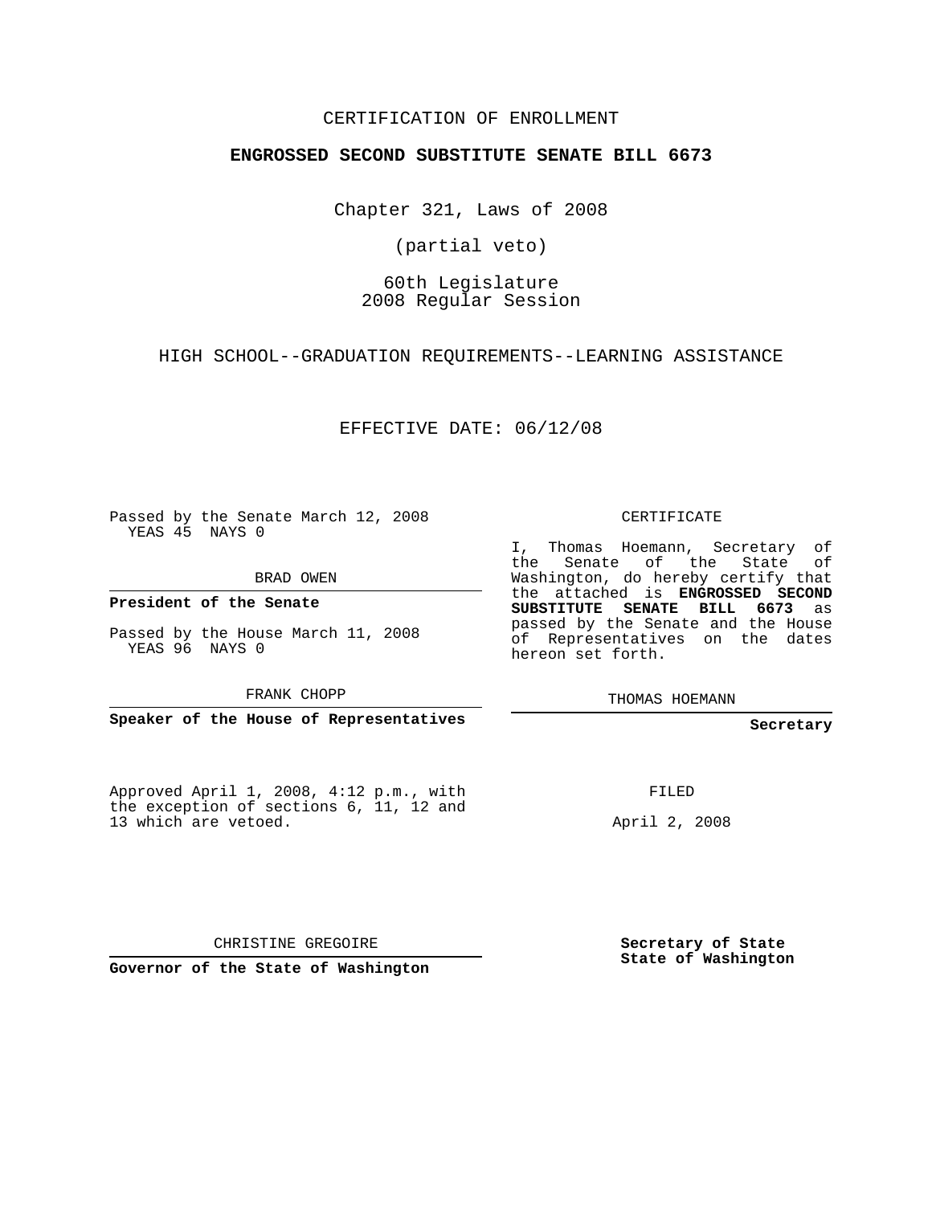CERTIFICATION OF ENROLLMENT

**ENGROSSED SECOND SUBSTITUTE SENATE BILL 6673**

Chapter 321, Laws of 2008

(partial veto)

60th Legislature
2008 Regular Session

HIGH SCHOOL--GRADUATION REQUIREMENTS--LEARNING ASSISTANCE

EFFECTIVE DATE: 06/12/08

Passed by the Senate March 12, 2008
YEAS 45 NAYS 0

BRAD OWEN

**President of the Senate**

Passed by the House March 11, 2008
YEAS 96 NAYS 0

FRANK CHOPP

**Speaker of the House of Representatives**

Approved April 1, 2008, 4:12 p.m., with the exception of sections 6, 11, 12 and 13 which are vetoed.

CHRISTINE GREGOIRE

**Governor of the State of Washington**

CERTIFICATE

I, Thomas Hoemann, Secretary of the Senate of the State of Washington, do hereby certify that the attached is **ENGROSSED SECOND SUBSTITUTE SENATE BILL 6673** as passed by the Senate and the House of Representatives on the dates hereon set forth.

THOMAS HOEMANN

**Secretary**

FILED

April 2, 2008

**Secretary of State**
**State of Washington**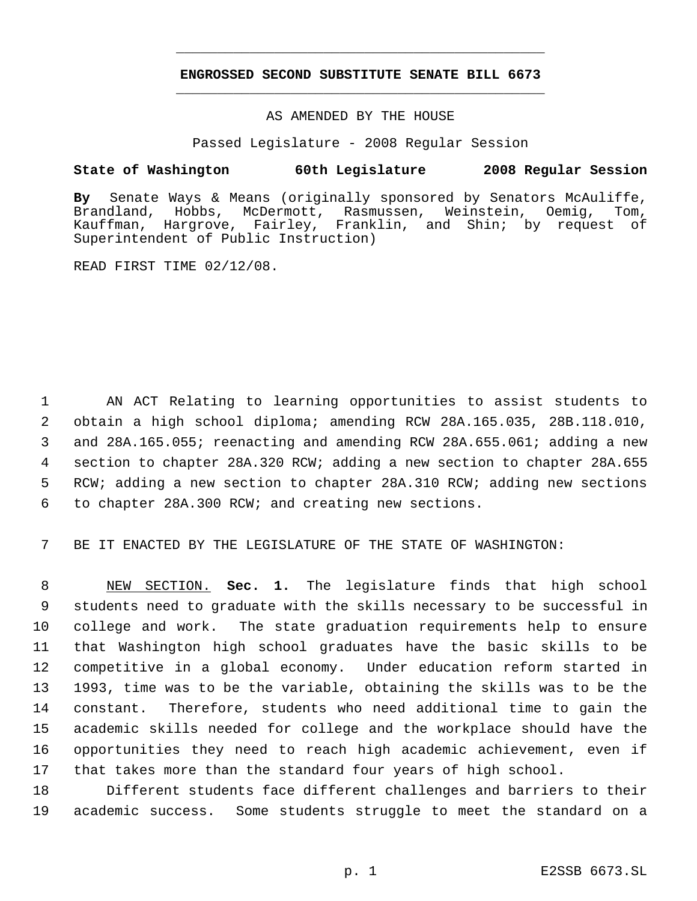**ENGROSSED SECOND SUBSTITUTE SENATE BILL 6673**

AS AMENDED BY THE HOUSE

Passed Legislature - 2008 Regular Session

**State of Washington 60th Legislature 2008 Regular Session**

**By** Senate Ways & Means (originally sponsored by Senators McAuliffe, Brandland, Hobbs, McDermott, Rasmussen, Weinstein, Oemig, Tom, Kauffman, Hargrove, Fairley, Franklin, and Shin; by request of Superintendent of Public Instruction)

READ FIRST TIME 02/12/08.

AN ACT Relating to learning opportunities to assist students to obtain a high school diploma; amending RCW 28A.165.035, 28B.118.010, and 28A.165.055; reenacting and amending RCW 28A.655.061; adding a new section to chapter 28A.320 RCW; adding a new section to chapter 28A.655 RCW; adding a new section to chapter 28A.310 RCW; adding new sections to chapter 28A.300 RCW; and creating new sections.

BE IT ENACTED BY THE LEGISLATURE OF THE STATE OF WASHINGTON:

NEW SECTION. **Sec. 1.** The legislature finds that high school students need to graduate with the skills necessary to be successful in college and work. The state graduation requirements help to ensure that Washington high school graduates have the basic skills to be competitive in a global economy. Under education reform started in 1993, time was to be the variable, obtaining the skills was to be the constant. Therefore, students who need additional time to gain the academic skills needed for college and the workplace should have the opportunities they need to reach high academic achievement, even if that takes more than the standard four years of high school.

Different students face different challenges and barriers to their academic success. Some students struggle to meet the standard on a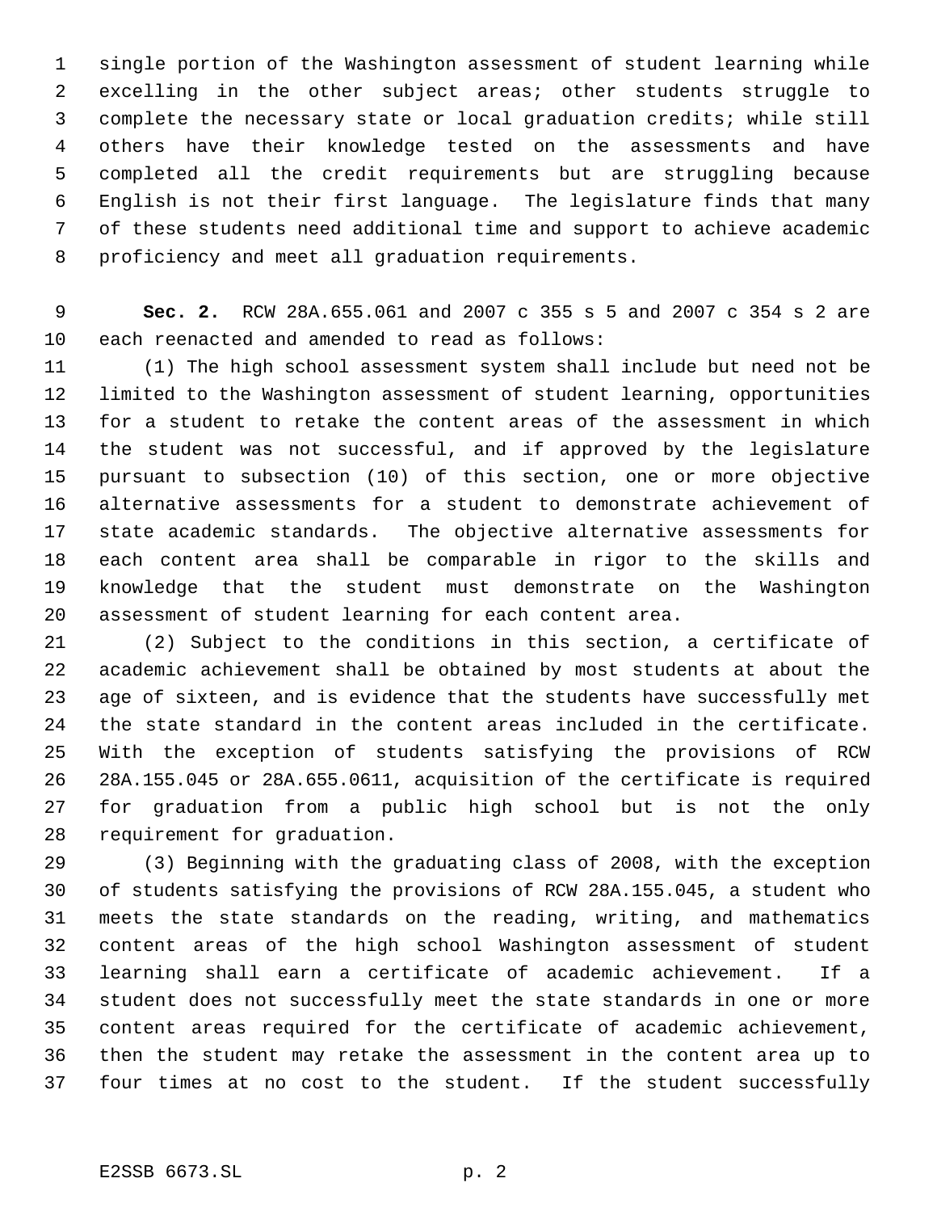single portion of the Washington assessment of student learning while excelling in the other subject areas; other students struggle to complete the necessary state or local graduation credits; while still others have their knowledge tested on the assessments and have completed all the credit requirements but are struggling because English is not their first language. The legislature finds that many of these students need additional time and support to achieve academic proficiency and meet all graduation requirements.

**Sec. 2.** RCW 28A.655.061 and 2007 c 355 s 5 and 2007 c 354 s 2 are each reenacted and amended to read as follows:

(1) The high school assessment system shall include but need not be limited to the Washington assessment of student learning, opportunities for a student to retake the content areas of the assessment in which the student was not successful, and if approved by the legislature pursuant to subsection (10) of this section, one or more objective alternative assessments for a student to demonstrate achievement of state academic standards. The objective alternative assessments for each content area shall be comparable in rigor to the skills and knowledge that the student must demonstrate on the Washington assessment of student learning for each content area.

(2) Subject to the conditions in this section, a certificate of academic achievement shall be obtained by most students at about the age of sixteen, and is evidence that the students have successfully met the state standard in the content areas included in the certificate. With the exception of students satisfying the provisions of RCW 28A.155.045 or 28A.655.0611, acquisition of the certificate is required for graduation from a public high school but is not the only requirement for graduation.

(3) Beginning with the graduating class of 2008, with the exception of students satisfying the provisions of RCW 28A.155.045, a student who meets the state standards on the reading, writing, and mathematics content areas of the high school Washington assessment of student learning shall earn a certificate of academic achievement. If a student does not successfully meet the state standards in one or more content areas required for the certificate of academic achievement, then the student may retake the assessment in the content area up to four times at no cost to the student. If the student successfully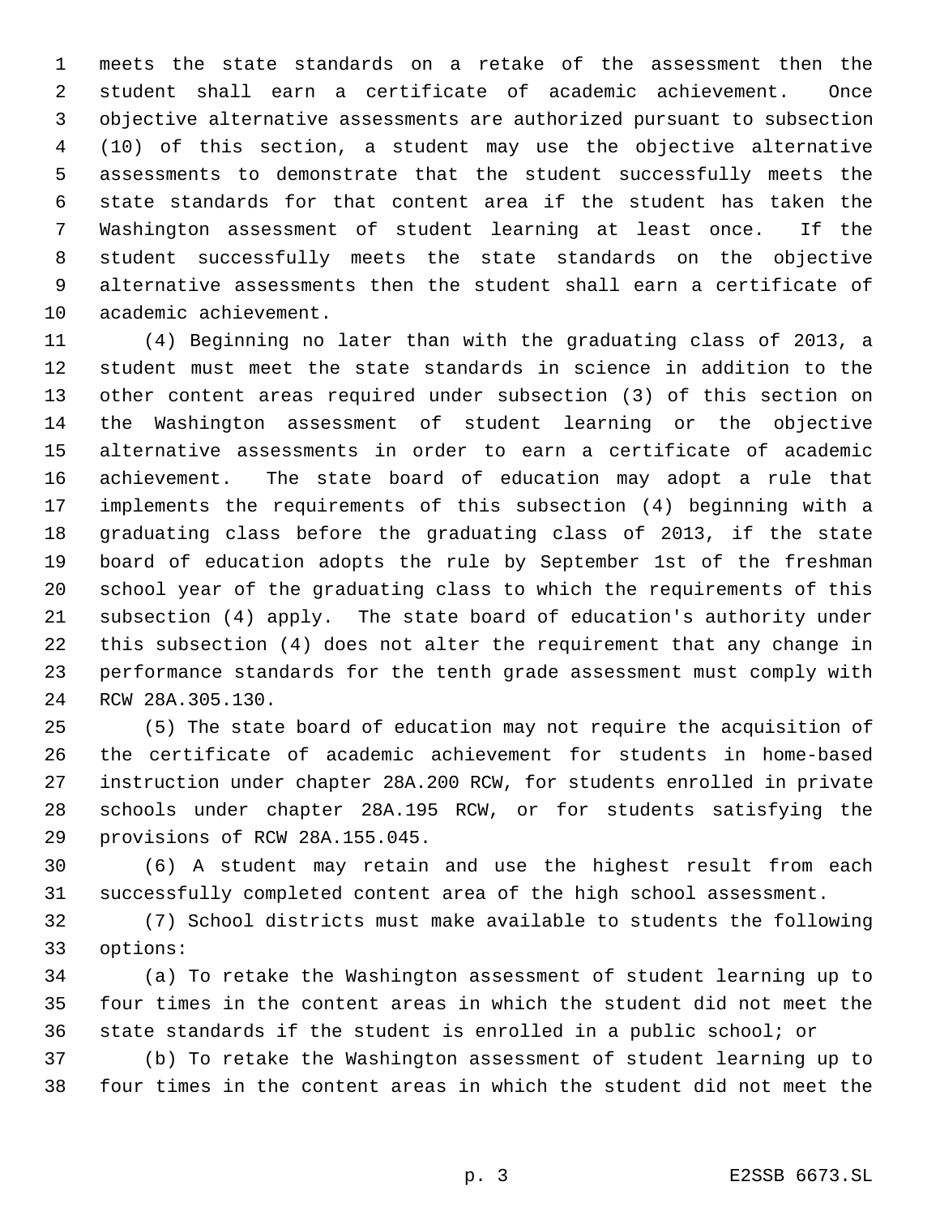meets the state standards on a retake of the assessment then the student shall earn a certificate of academic achievement. Once objective alternative assessments are authorized pursuant to subsection (10) of this section, a student may use the objective alternative assessments to demonstrate that the student successfully meets the state standards for that content area if the student has taken the Washington assessment of student learning at least once. If the student successfully meets the state standards on the objective alternative assessments then the student shall earn a certificate of academic achievement.

(4) Beginning no later than with the graduating class of 2013, a student must meet the state standards in science in addition to the other content areas required under subsection (3) of this section on the Washington assessment of student learning or the objective alternative assessments in order to earn a certificate of academic achievement. The state board of education may adopt a rule that implements the requirements of this subsection (4) beginning with a graduating class before the graduating class of 2013, if the state board of education adopts the rule by September 1st of the freshman school year of the graduating class to which the requirements of this subsection (4) apply. The state board of education's authority under this subsection (4) does not alter the requirement that any change in performance standards for the tenth grade assessment must comply with RCW 28A.305.130.

(5) The state board of education may not require the acquisition of the certificate of academic achievement for students in home-based instruction under chapter 28A.200 RCW, for students enrolled in private schools under chapter 28A.195 RCW, or for students satisfying the provisions of RCW 28A.155.045.

(6) A student may retain and use the highest result from each successfully completed content area of the high school assessment.

(7) School districts must make available to students the following options:

(a) To retake the Washington assessment of student learning up to four times in the content areas in which the student did not meet the state standards if the student is enrolled in a public school; or

(b) To retake the Washington assessment of student learning up to four times in the content areas in which the student did not meet the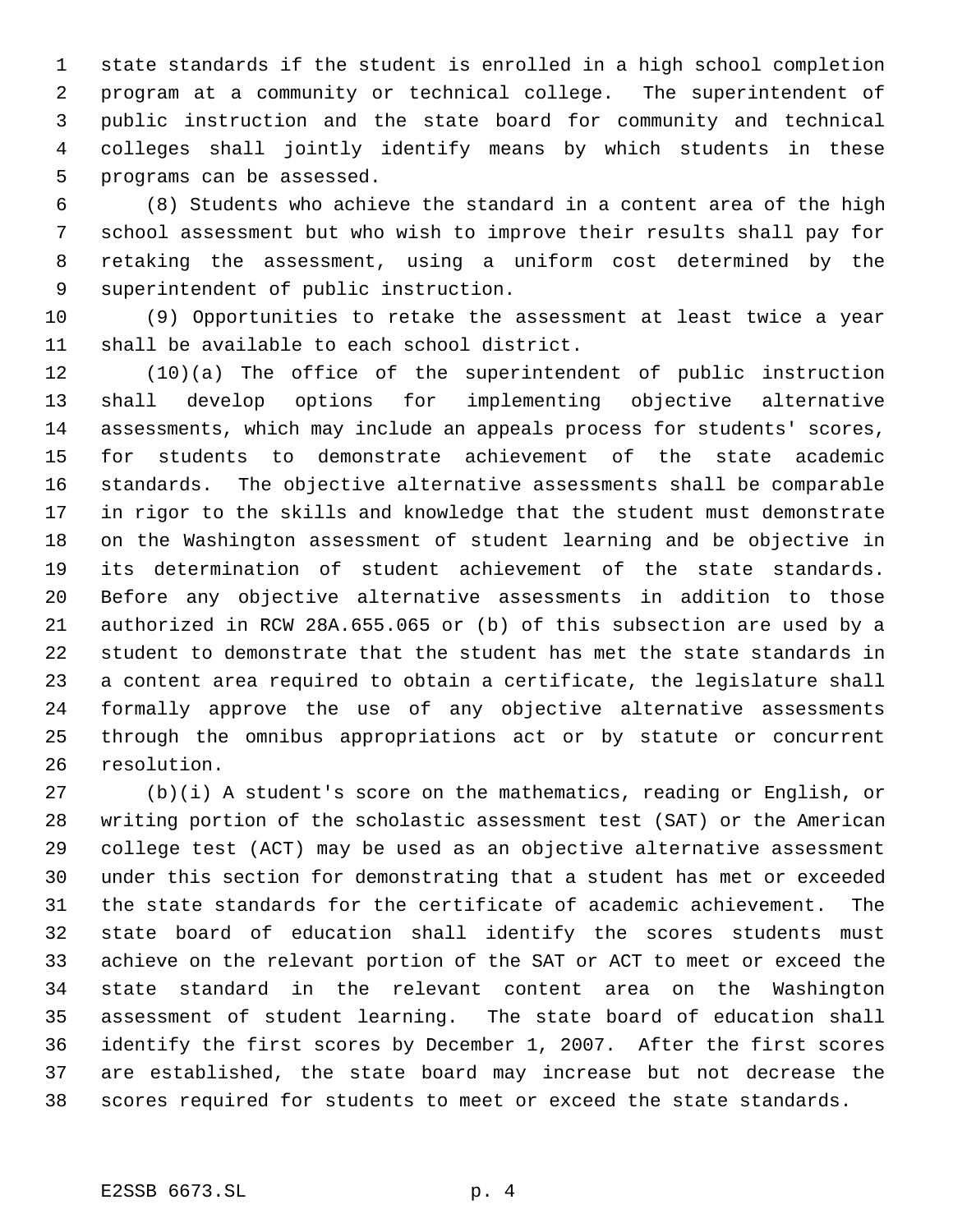state standards if the student is enrolled in a high school completion program at a community or technical college. The superintendent of public instruction and the state board for community and technical colleges shall jointly identify means by which students in these programs can be assessed.

(8) Students who achieve the standard in a content area of the high school assessment but who wish to improve their results shall pay for retaking the assessment, using a uniform cost determined by the superintendent of public instruction.

(9) Opportunities to retake the assessment at least twice a year shall be available to each school district.

(10)(a) The office of the superintendent of public instruction shall develop options for implementing objective alternative assessments, which may include an appeals process for students' scores, for students to demonstrate achievement of the state academic standards. The objective alternative assessments shall be comparable in rigor to the skills and knowledge that the student must demonstrate on the Washington assessment of student learning and be objective in its determination of student achievement of the state standards. Before any objective alternative assessments in addition to those authorized in RCW 28A.655.065 or (b) of this subsection are used by a student to demonstrate that the student has met the state standards in a content area required to obtain a certificate, the legislature shall formally approve the use of any objective alternative assessments through the omnibus appropriations act or by statute or concurrent resolution.

(b)(i) A student's score on the mathematics, reading or English, or writing portion of the scholastic assessment test (SAT) or the American college test (ACT) may be used as an objective alternative assessment under this section for demonstrating that a student has met or exceeded the state standards for the certificate of academic achievement. The state board of education shall identify the scores students must achieve on the relevant portion of the SAT or ACT to meet or exceed the state standard in the relevant content area on the Washington assessment of student learning. The state board of education shall identify the first scores by December 1, 2007. After the first scores are established, the state board may increase but not decrease the scores required for students to meet or exceed the state standards.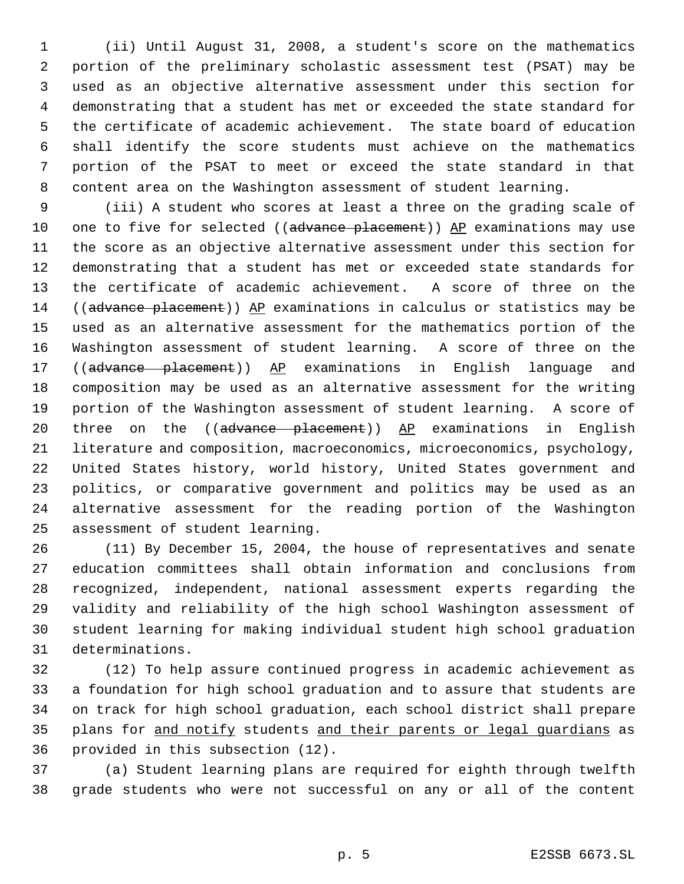(ii) Until August 31, 2008, a student's score on the mathematics portion of the preliminary scholastic assessment test (PSAT) may be used as an objective alternative assessment under this section for demonstrating that a student has met or exceeded the state standard for the certificate of academic achievement. The state board of education shall identify the score students must achieve on the mathematics portion of the PSAT to meet or exceed the state standard in that content area on the Washington assessment of student learning.

(iii) A student who scores at least a three on the grading scale of one to five for selected ((~~advance placement~~)) AP examinations may use the score as an objective alternative assessment under this section for demonstrating that a student has met or exceeded state standards for the certificate of academic achievement. A score of three on the ((~~advance placement~~)) AP examinations in calculus or statistics may be used as an alternative assessment for the mathematics portion of the Washington assessment of student learning. A score of three on the ((~~advance placement~~)) AP examinations in English language and composition may be used as an alternative assessment for the writing portion of the Washington assessment of student learning. A score of three on the ((~~advance placement~~)) AP examinations in English literature and composition, macroeconomics, microeconomics, psychology, United States history, world history, United States government and politics, or comparative government and politics may be used as an alternative assessment for the reading portion of the Washington assessment of student learning.

(11) By December 15, 2004, the house of representatives and senate education committees shall obtain information and conclusions from recognized, independent, national assessment experts regarding the validity and reliability of the high school Washington assessment of student learning for making individual student high school graduation determinations.

(12) To help assure continued progress in academic achievement as a foundation for high school graduation and to assure that students are on track for high school graduation, each school district shall prepare plans for and notify students and their parents or legal guardians as provided in this subsection (12).

(a) Student learning plans are required for eighth through twelfth grade students who were not successful on any or all of the content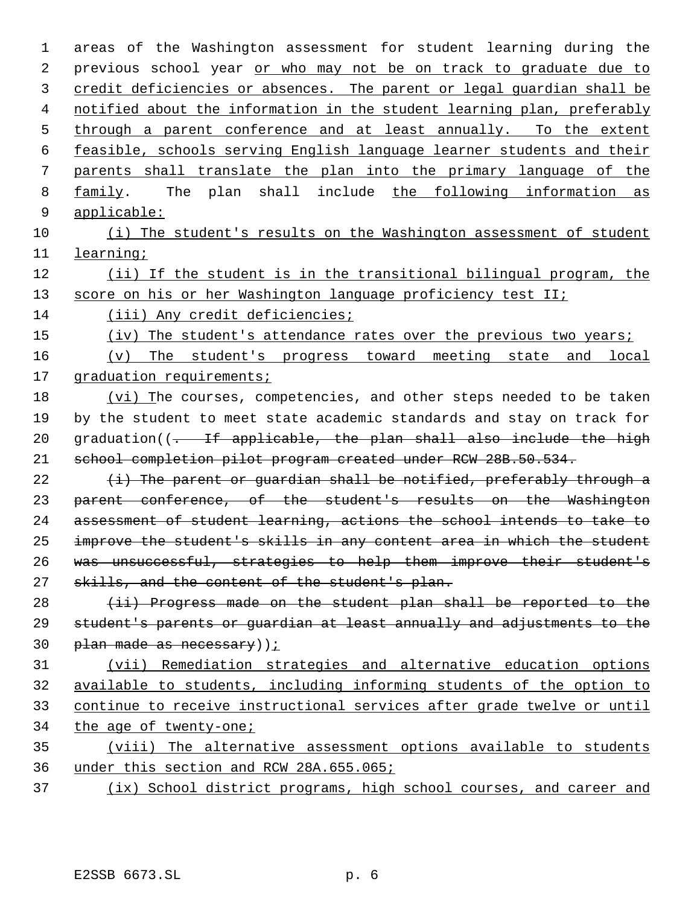areas of the Washington assessment for student learning during the previous school year or who may not be on track to graduate due to credit deficiencies or absences. The parent or legal guardian shall be notified about the information in the student learning plan, preferably through a parent conference and at least annually. To the extent feasible, schools serving English language learner students and their parents shall translate the plan into the primary language of the family. The plan shall include the following information as applicable:

(i) The student's results on the Washington assessment of student learning;

(ii) If the student is in the transitional bilingual program, the score on his or her Washington language proficiency test II;

(iii) Any credit deficiencies;

(iv) The student's attendance rates over the previous two years;

(v) The student's progress toward meeting state and local graduation requirements;

(vi) The courses, competencies, and other steps needed to be taken by the student to meet state academic standards and stay on track for graduation((~~. If applicable, the plan shall also include the high school completion pilot program created under RCW 28B.50.534.~~

~~(i) The parent or guardian shall be notified, preferably through a parent conference, of the student's results on the Washington assessment of student learning, actions the school intends to take to improve the student's skills in any content area in which the student was unsuccessful, strategies to help them improve their student's skills, and the content of the student's plan.~~

~~(ii) Progress made on the student plan shall be reported to the student's parents or guardian at least annually and adjustments to the plan made as necessary~~));

(vii) Remediation strategies and alternative education options available to students, including informing students of the option to continue to receive instructional services after grade twelve or until the age of twenty-one;

(viii) The alternative assessment options available to students under this section and RCW 28A.655.065;

(ix) School district programs, high school courses, and career and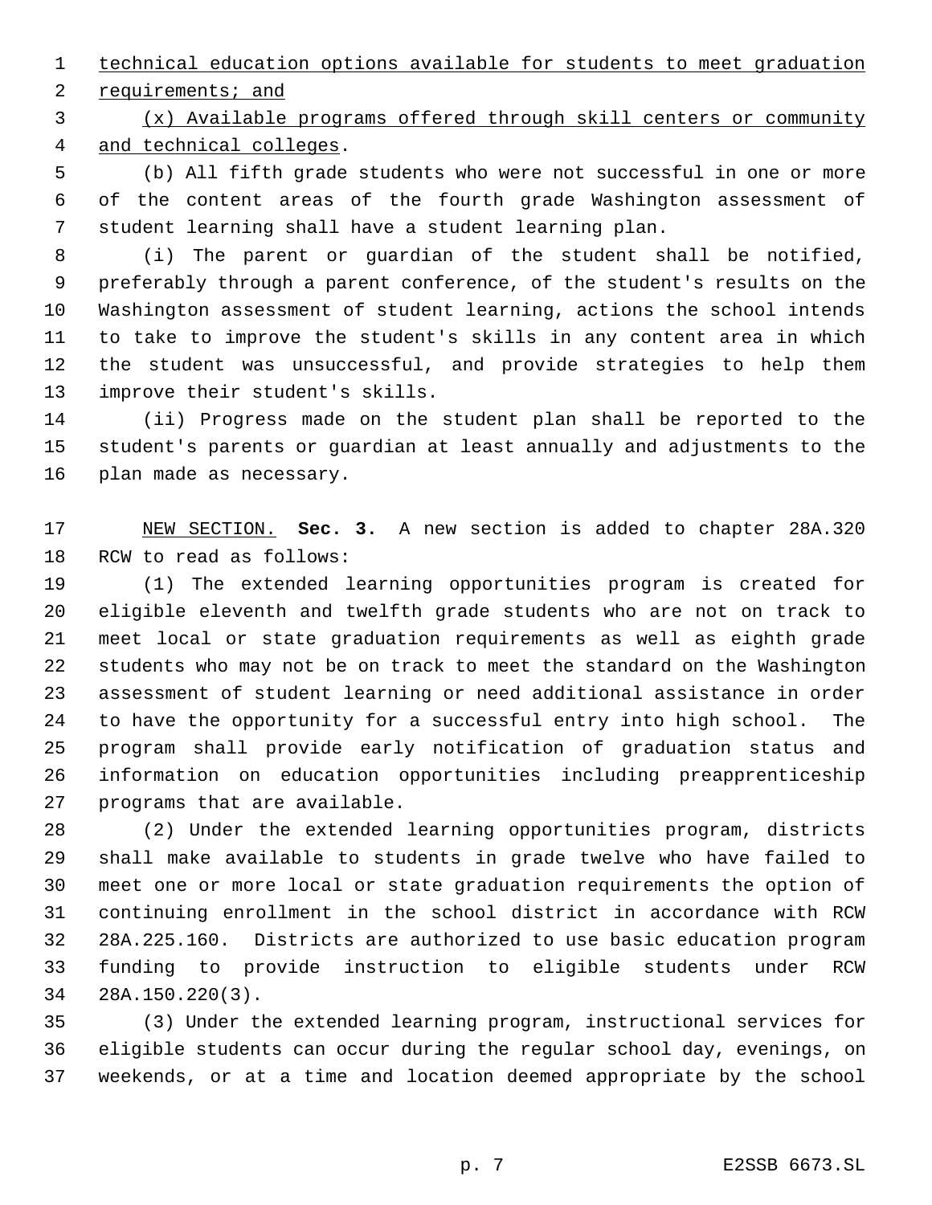technical education options available for students to meet graduation requirements; and

(x) Available programs offered through skill centers or community and technical colleges.

(b) All fifth grade students who were not successful in one or more of the content areas of the fourth grade Washington assessment of student learning shall have a student learning plan.

(i) The parent or guardian of the student shall be notified, preferably through a parent conference, of the student's results on the Washington assessment of student learning, actions the school intends to take to improve the student's skills in any content area in which the student was unsuccessful, and provide strategies to help them improve their student's skills.

(ii) Progress made on the student plan shall be reported to the student's parents or guardian at least annually and adjustments to the plan made as necessary.

NEW SECTION. **Sec. 3.** A new section is added to chapter 28A.320 RCW to read as follows:

(1) The extended learning opportunities program is created for eligible eleventh and twelfth grade students who are not on track to meet local or state graduation requirements as well as eighth grade students who may not be on track to meet the standard on the Washington assessment of student learning or need additional assistance in order to have the opportunity for a successful entry into high school. The program shall provide early notification of graduation status and information on education opportunities including preapprenticeship programs that are available.

(2) Under the extended learning opportunities program, districts shall make available to students in grade twelve who have failed to meet one or more local or state graduation requirements the option of continuing enrollment in the school district in accordance with RCW 28A.225.160. Districts are authorized to use basic education program funding to provide instruction to eligible students under RCW 28A.150.220(3).

(3) Under the extended learning program, instructional services for eligible students can occur during the regular school day, evenings, on weekends, or at a time and location deemed appropriate by the school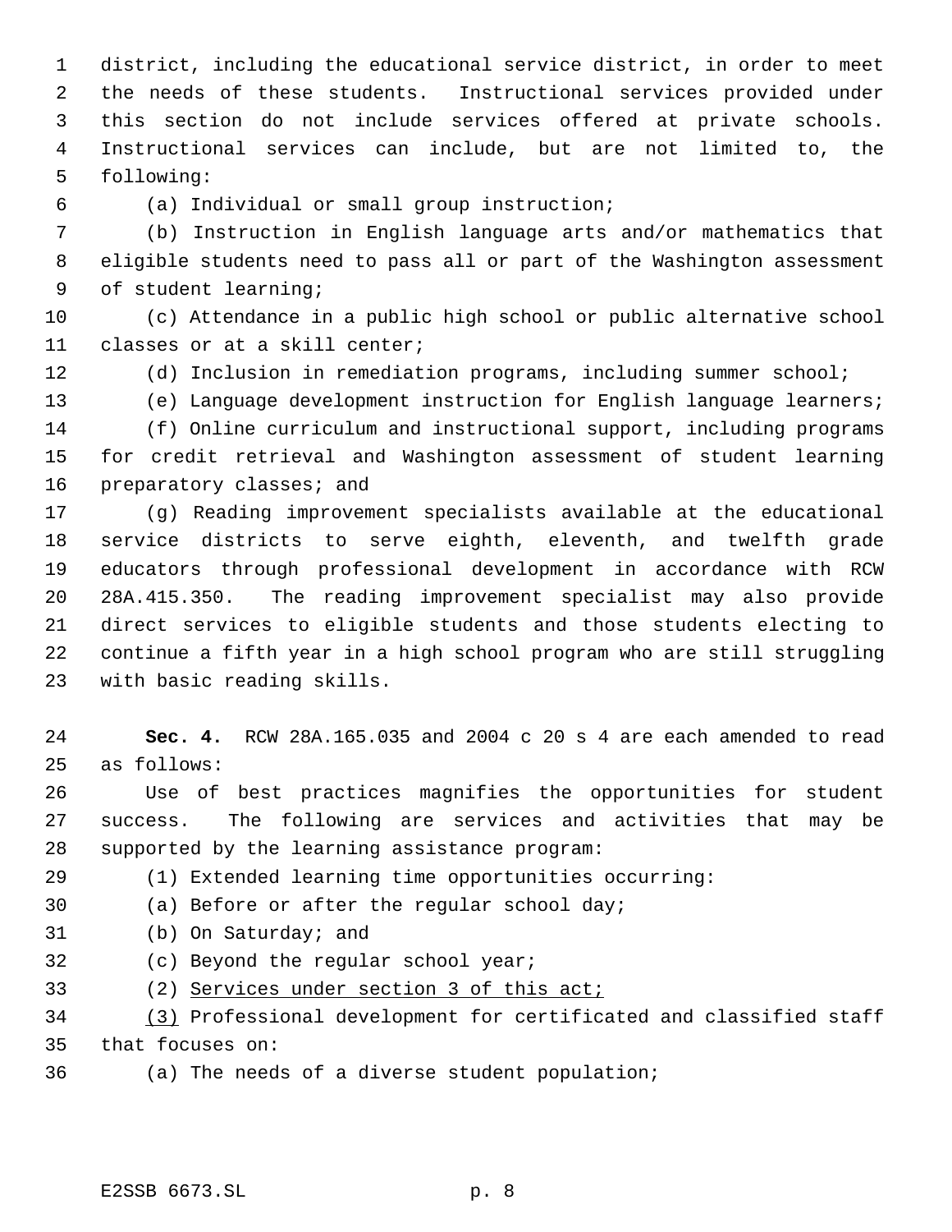district, including the educational service district, in order to meet the needs of these students. Instructional services provided under this section do not include services offered at private schools. Instructional services can include, but are not limited to, the following:

(a) Individual or small group instruction;

(b) Instruction in English language arts and/or mathematics that eligible students need to pass all or part of the Washington assessment of student learning;

(c) Attendance in a public high school or public alternative school classes or at a skill center;

(d) Inclusion in remediation programs, including summer school;

(e) Language development instruction for English language learners;

(f) Online curriculum and instructional support, including programs for credit retrieval and Washington assessment of student learning preparatory classes; and

(g) Reading improvement specialists available at the educational service districts to serve eighth, eleventh, and twelfth grade educators through professional development in accordance with RCW 28A.415.350. The reading improvement specialist may also provide direct services to eligible students and those students electing to continue a fifth year in a high school program who are still struggling with basic reading skills.

**Sec. 4.** RCW 28A.165.035 and 2004 c 20 s 4 are each amended to read as follows:

Use of best practices magnifies the opportunities for student success. The following are services and activities that may be supported by the learning assistance program:

(1) Extended learning time opportunities occurring:

(a) Before or after the regular school day;

(b) On Saturday; and

(c) Beyond the regular school year;

(2) <u>Services under section 3 of this act;</u>

<u>(3)</u> Professional development for certificated and classified staff that focuses on:

(a) The needs of a diverse student population;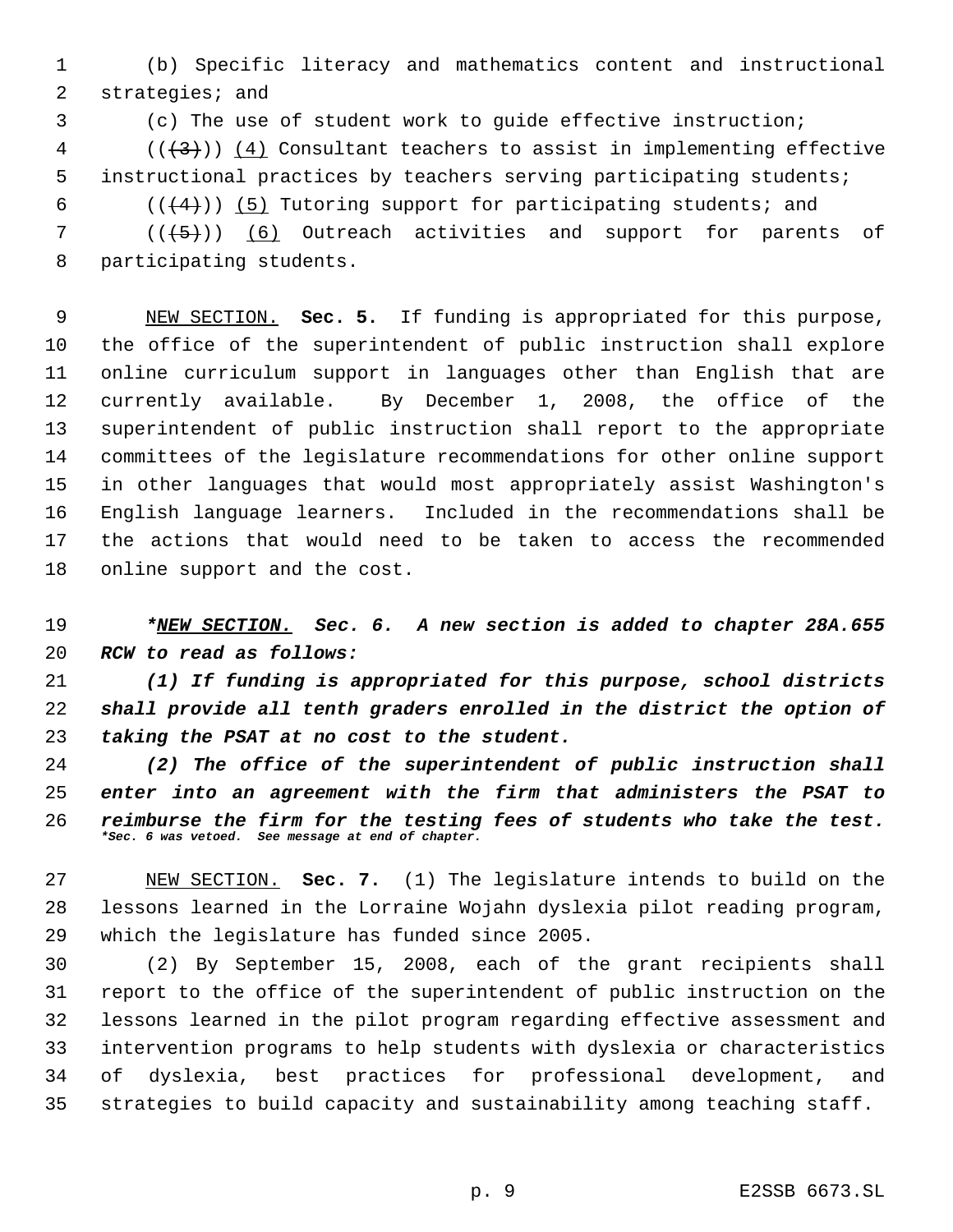(b) Specific literacy and mathematics content and instructional strategies; and

(c) The use of student work to guide effective instruction;

((~~(3)~~)) <u>(4)</u> Consultant teachers to assist in implementing effective instructional practices by teachers serving participating students;

((~~(4)~~)) <u>(5)</u> Tutoring support for participating students; and

((~~(5)~~)) <u>(6)</u> Outreach activities and support for parents of participating students.

<u>NEW SECTION.</u> **Sec. 5.** If funding is appropriated for this purpose, the office of the superintendent of public instruction shall explore online curriculum support in languages other than English that are currently available. By December 1, 2008, the office of the superintendent of public instruction shall report to the appropriate committees of the legislature recommendations for other online support in other languages that would most appropriately assist Washington's English language learners. Included in the recommendations shall be the actions that would need to be taken to access the recommended online support and the cost.

***<u>NEW SECTION.</u> Sec. 6. A new section is added to chapter 28A.655 RCW to read as follows:***

***(1) If funding is appropriated for this purpose, school districts shall provide all tenth graders enrolled in the district the option of taking the PSAT at no cost to the student.***

***(2) The office of the superintendent of public instruction shall enter into an agreement with the firm that administers the PSAT to reimburse the firm for the testing fees of students who take the test.***
****Sec. 6 was vetoed. See message at end of chapter.***

<u>NEW SECTION.</u> **Sec. 7.** (1) The legislature intends to build on the lessons learned in the Lorraine Wojahn dyslexia pilot reading program, which the legislature has funded since 2005.

(2) By September 15, 2008, each of the grant recipients shall report to the office of the superintendent of public instruction on the lessons learned in the pilot program regarding effective assessment and intervention programs to help students with dyslexia or characteristics of dyslexia, best practices for professional development, and strategies to build capacity and sustainability among teaching staff.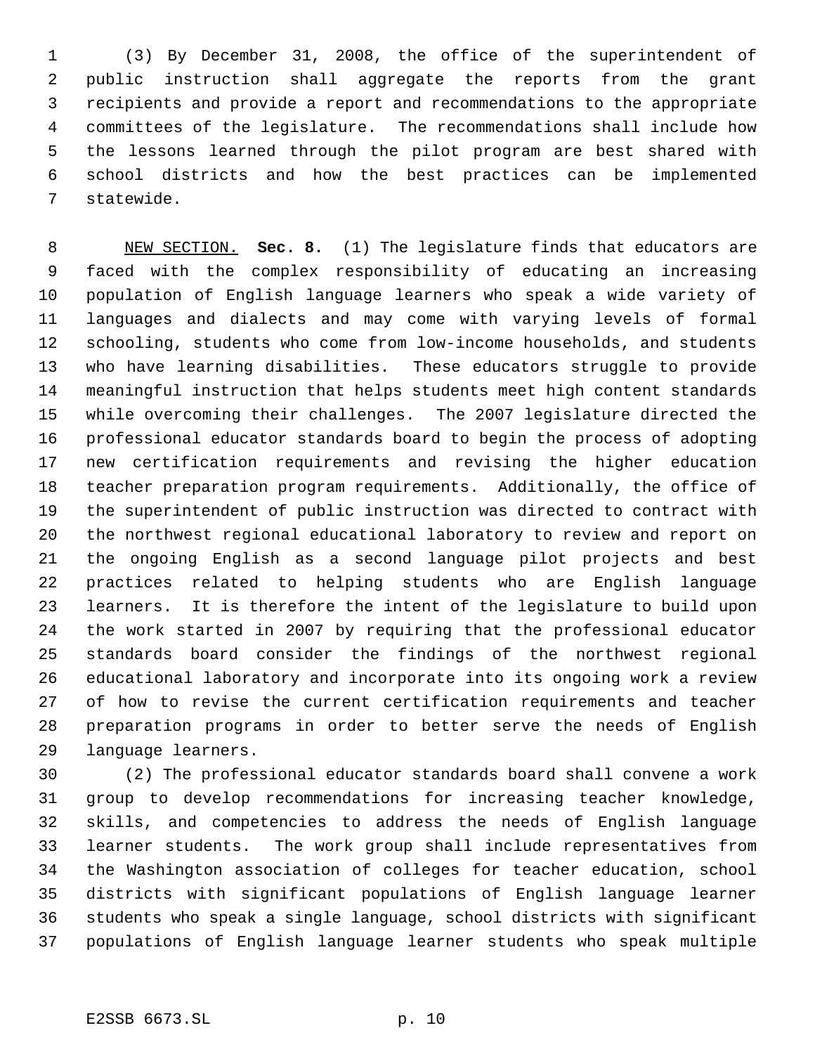(3) By December 31, 2008, the office of the superintendent of public instruction shall aggregate the reports from the grant recipients and provide a report and recommendations to the appropriate committees of the legislature. The recommendations shall include how the lessons learned through the pilot program are best shared with school districts and how the best practices can be implemented statewide.

NEW SECTION. **Sec. 8.** (1) The legislature finds that educators are faced with the complex responsibility of educating an increasing population of English language learners who speak a wide variety of languages and dialects and may come with varying levels of formal schooling, students who come from low-income households, and students who have learning disabilities. These educators struggle to provide meaningful instruction that helps students meet high content standards while overcoming their challenges. The 2007 legislature directed the professional educator standards board to begin the process of adopting new certification requirements and revising the higher education teacher preparation program requirements. Additionally, the office of the superintendent of public instruction was directed to contract with the northwest regional educational laboratory to review and report on the ongoing English as a second language pilot projects and best practices related to helping students who are English language learners. It is therefore the intent of the legislature to build upon the work started in 2007 by requiring that the professional educator standards board consider the findings of the northwest regional educational laboratory and incorporate into its ongoing work a review of how to revise the current certification requirements and teacher preparation programs in order to better serve the needs of English language learners.

(2) The professional educator standards board shall convene a work group to develop recommendations for increasing teacher knowledge, skills, and competencies to address the needs of English language learner students. The work group shall include representatives from the Washington association of colleges for teacher education, school districts with significant populations of English language learner students who speak a single language, school districts with significant populations of English language learner students who speak multiple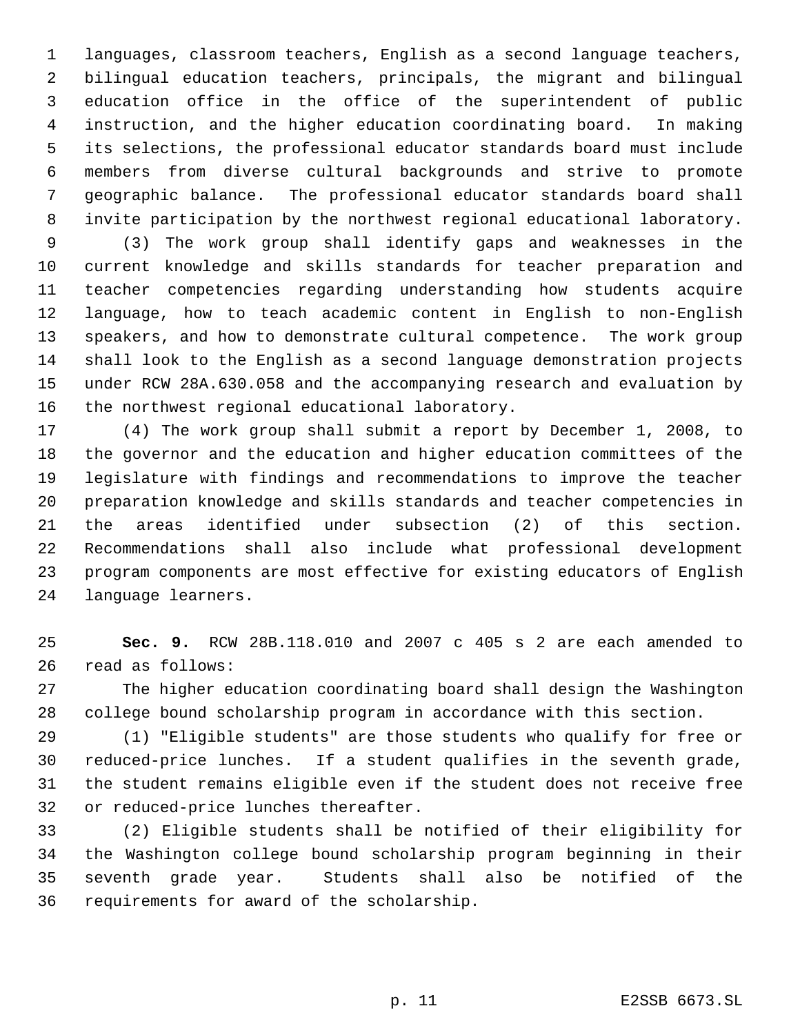languages, classroom teachers, English as a second language teachers, bilingual education teachers, principals, the migrant and bilingual education office in the office of the superintendent of public instruction, and the higher education coordinating board. In making its selections, the professional educator standards board must include members from diverse cultural backgrounds and strive to promote geographic balance. The professional educator standards board shall invite participation by the northwest regional educational laboratory.

(3) The work group shall identify gaps and weaknesses in the current knowledge and skills standards for teacher preparation and teacher competencies regarding understanding how students acquire language, how to teach academic content in English to non-English speakers, and how to demonstrate cultural competence. The work group shall look to the English as a second language demonstration projects under RCW 28A.630.058 and the accompanying research and evaluation by the northwest regional educational laboratory.

(4) The work group shall submit a report by December 1, 2008, to the governor and the education and higher education committees of the legislature with findings and recommendations to improve the teacher preparation knowledge and skills standards and teacher competencies in the areas identified under subsection (2) of this section. Recommendations shall also include what professional development program components are most effective for existing educators of English language learners.

**Sec. 9.** RCW 28B.118.010 and 2007 c 405 s 2 are each amended to read as follows:

The higher education coordinating board shall design the Washington college bound scholarship program in accordance with this section.

(1) "Eligible students" are those students who qualify for free or reduced-price lunches. If a student qualifies in the seventh grade, the student remains eligible even if the student does not receive free or reduced-price lunches thereafter.

(2) Eligible students shall be notified of their eligibility for the Washington college bound scholarship program beginning in their seventh grade year. Students shall also be notified of the requirements for award of the scholarship.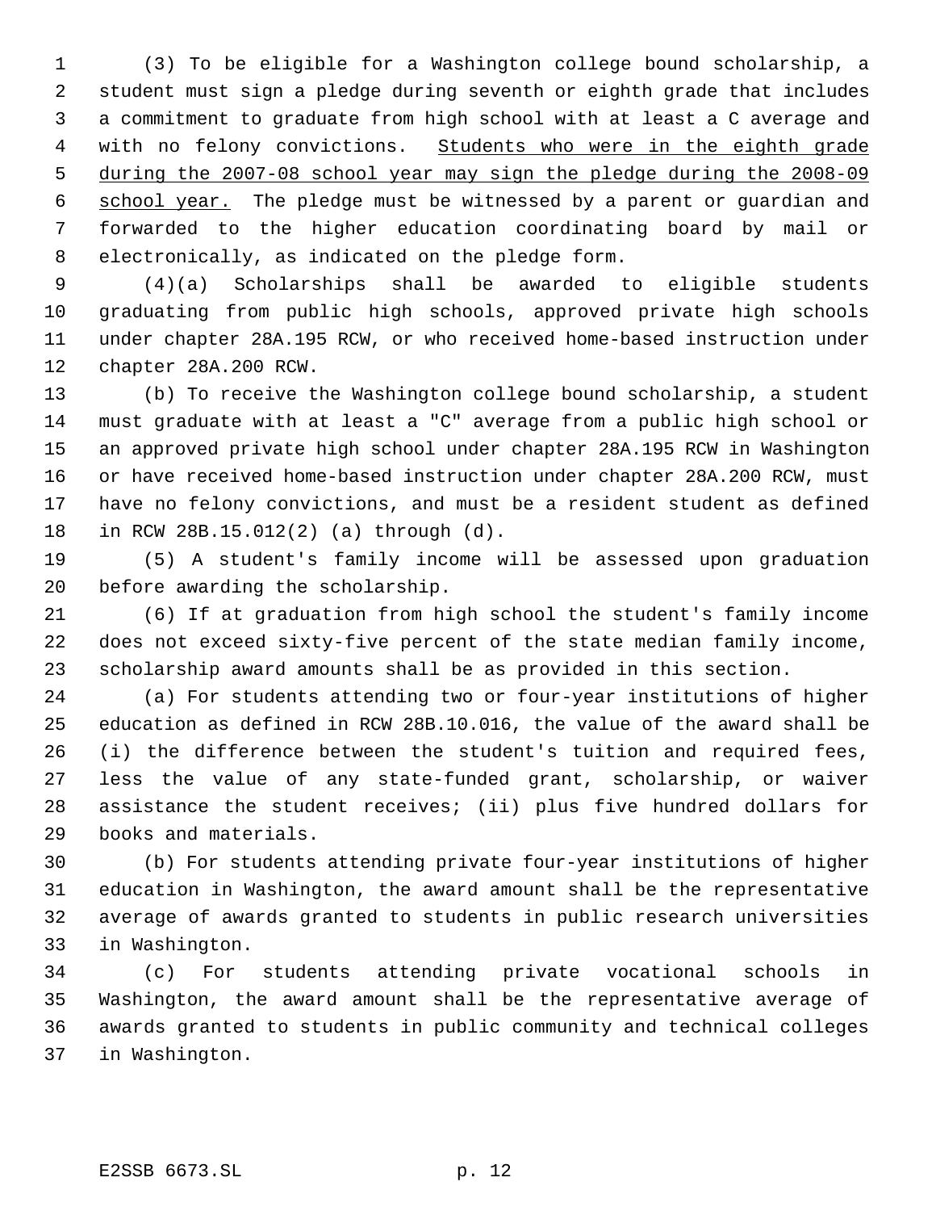(3) To be eligible for a Washington college bound scholarship, a student must sign a pledge during seventh or eighth grade that includes a commitment to graduate from high school with at least a C average and with no felony convictions. Students who were in the eighth grade during the 2007-08 school year may sign the pledge during the 2008-09 school year. The pledge must be witnessed by a parent or guardian and forwarded to the higher education coordinating board by mail or electronically, as indicated on the pledge form.

(4)(a) Scholarships shall be awarded to eligible students graduating from public high schools, approved private high schools under chapter 28A.195 RCW, or who received home-based instruction under chapter 28A.200 RCW.

(b) To receive the Washington college bound scholarship, a student must graduate with at least a "C" average from a public high school or an approved private high school under chapter 28A.195 RCW in Washington or have received home-based instruction under chapter 28A.200 RCW, must have no felony convictions, and must be a resident student as defined in RCW 28B.15.012(2) (a) through (d).

(5) A student's family income will be assessed upon graduation before awarding the scholarship.

(6) If at graduation from high school the student's family income does not exceed sixty-five percent of the state median family income, scholarship award amounts shall be as provided in this section.

(a) For students attending two or four-year institutions of higher education as defined in RCW 28B.10.016, the value of the award shall be (i) the difference between the student's tuition and required fees, less the value of any state-funded grant, scholarship, or waiver assistance the student receives; (ii) plus five hundred dollars for books and materials.

(b) For students attending private four-year institutions of higher education in Washington, the award amount shall be the representative average of awards granted to students in public research universities in Washington.

(c) For students attending private vocational schools in Washington, the award amount shall be the representative average of awards granted to students in public community and technical colleges in Washington.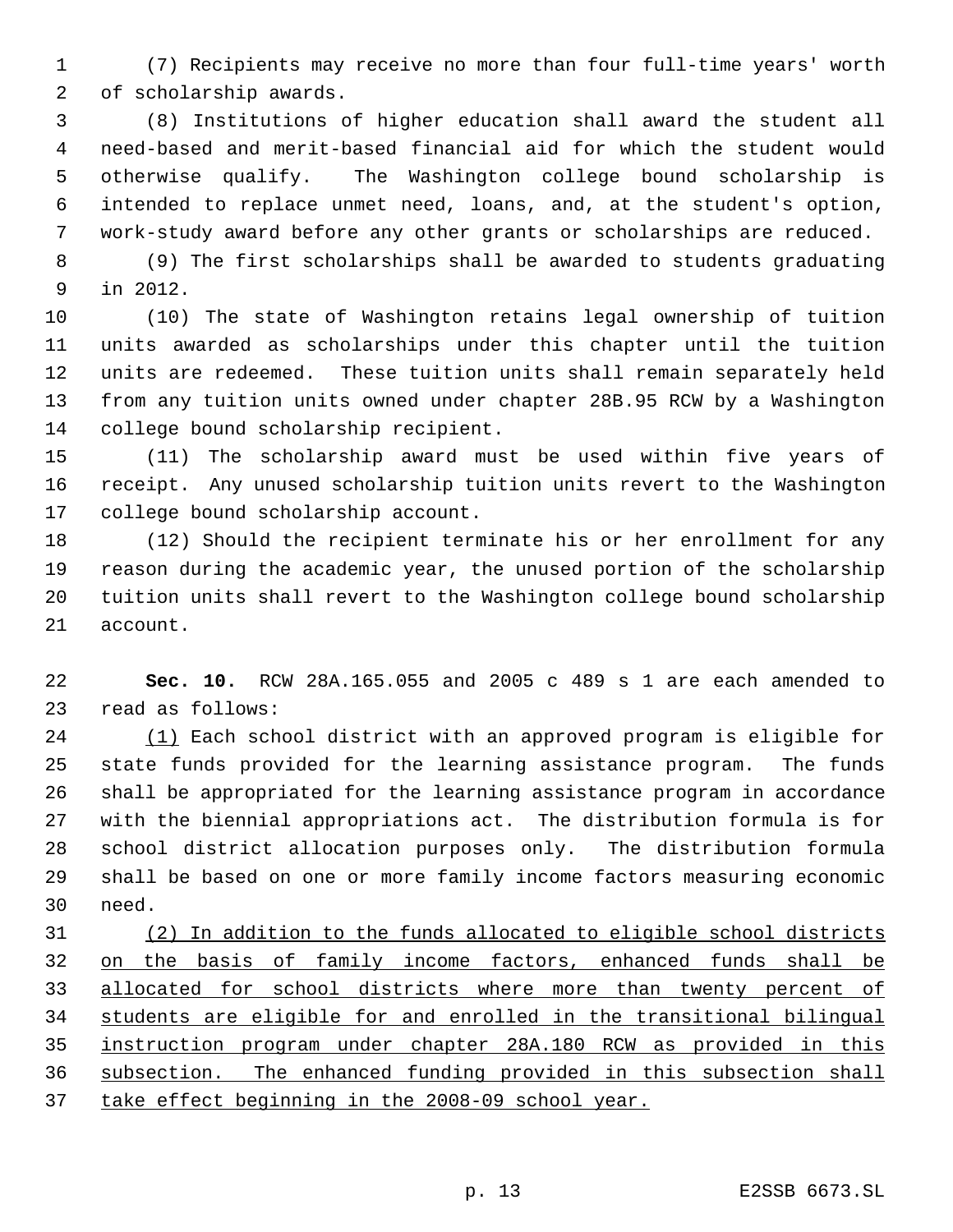(7) Recipients may receive no more than four full-time years' worth of scholarship awards.

(8) Institutions of higher education shall award the student all need-based and merit-based financial aid for which the student would otherwise qualify. The Washington college bound scholarship is intended to replace unmet need, loans, and, at the student's option, work-study award before any other grants or scholarships are reduced.

(9) The first scholarships shall be awarded to students graduating in 2012.

(10) The state of Washington retains legal ownership of tuition units awarded as scholarships under this chapter until the tuition units are redeemed. These tuition units shall remain separately held from any tuition units owned under chapter 28B.95 RCW by a Washington college bound scholarship recipient.

(11) The scholarship award must be used within five years of receipt. Any unused scholarship tuition units revert to the Washington college bound scholarship account.

(12) Should the recipient terminate his or her enrollment for any reason during the academic year, the unused portion of the scholarship tuition units shall revert to the Washington college bound scholarship account.

**Sec. 10.** RCW 28A.165.055 and 2005 c 489 s 1 are each amended to read as follows:

<u>(1)</u> Each school district with an approved program is eligible for state funds provided for the learning assistance program. The funds shall be appropriated for the learning assistance program in accordance with the biennial appropriations act. The distribution formula is for school district allocation purposes only. The distribution formula shall be based on one or more family income factors measuring economic need.

<u>(2) In addition to the funds allocated to eligible school districts on the basis of family income factors, enhanced funds shall be allocated for school districts where more than twenty percent of students are eligible for and enrolled in the transitional bilingual instruction program under chapter 28A.180 RCW as provided in this subsection. The enhanced funding provided in this subsection shall take effect beginning in the 2008-09 school year.</u>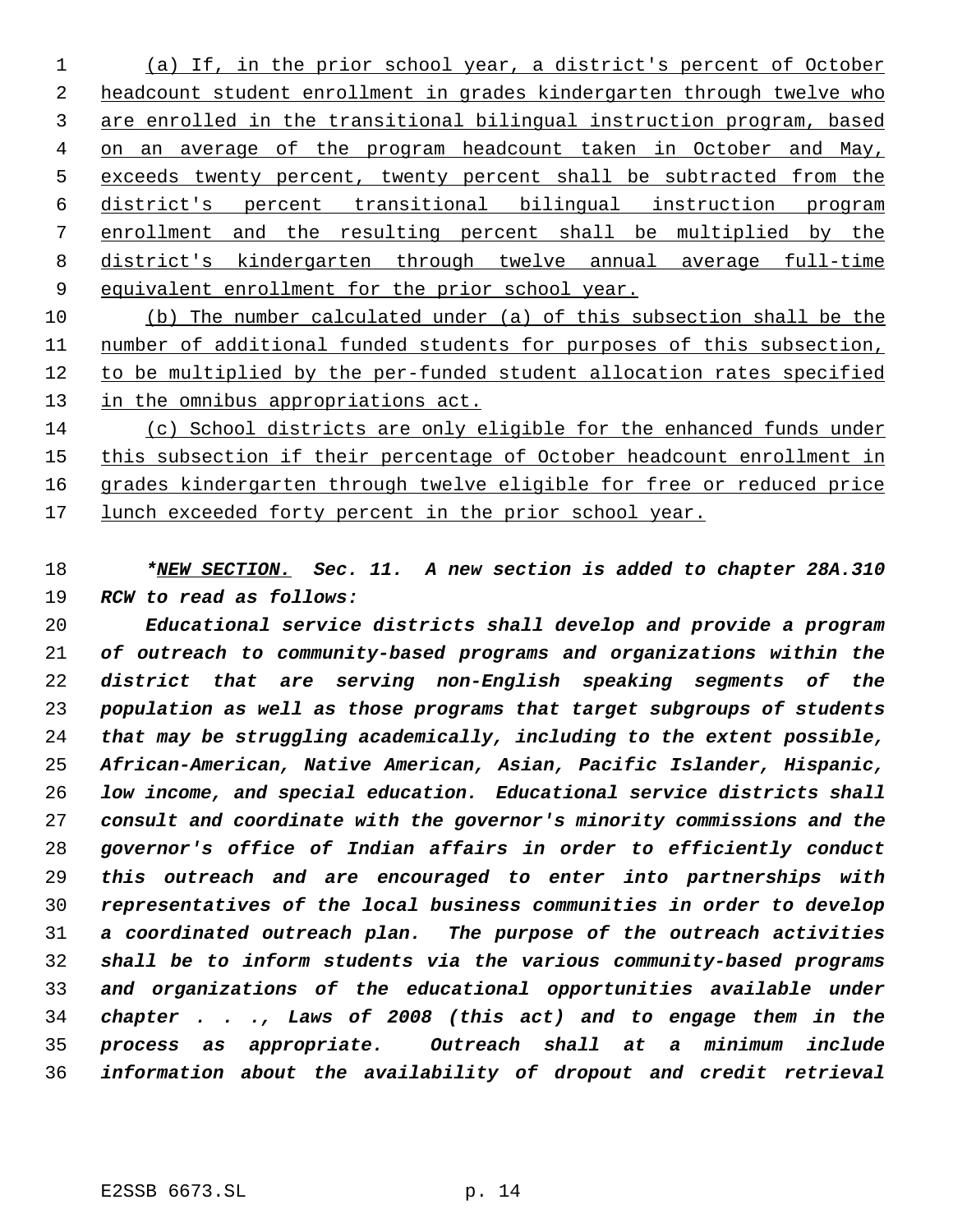(a) If, in the prior school year, a district's percent of October headcount student enrollment in grades kindergarten through twelve who are enrolled in the transitional bilingual instruction program, based on an average of the program headcount taken in October and May, exceeds twenty percent, twenty percent shall be subtracted from the district's percent transitional bilingual instruction program enrollment and the resulting percent shall be multiplied by the district's kindergarten through twelve annual average full-time equivalent enrollment for the prior school year.

(b) The number calculated under (a) of this subsection shall be the number of additional funded students for purposes of this subsection, to be multiplied by the per-funded student allocation rates specified in the omnibus appropriations act.

(c) School districts are only eligible for the enhanced funds under this subsection if their percentage of October headcount enrollment in grades kindergarten through twelve eligible for free or reduced price lunch exceeded forty percent in the prior school year.

***NEW SECTION. Sec. 11. A new section is added to chapter 28A.310 RCW to read as follows:***

***Educational service districts shall develop and provide a program of outreach to community-based programs and organizations within the district that are serving non-English speaking segments of the population as well as those programs that target subgroups of students that may be struggling academically, including to the extent possible, African-American, Native American, Asian, Pacific Islander, Hispanic, low income, and special education. Educational service districts shall consult and coordinate with the governor's minority commissions and the governor's office of Indian affairs in order to efficiently conduct this outreach and are encouraged to enter into partnerships with representatives of the local business communities in order to develop a coordinated outreach plan. The purpose of the outreach activities shall be to inform students via the various community-based programs and organizations of the educational opportunities available under chapter . . ., Laws of 2008 (this act) and to engage them in the process as appropriate. Outreach shall at a minimum include information about the availability of dropout and credit retrieval***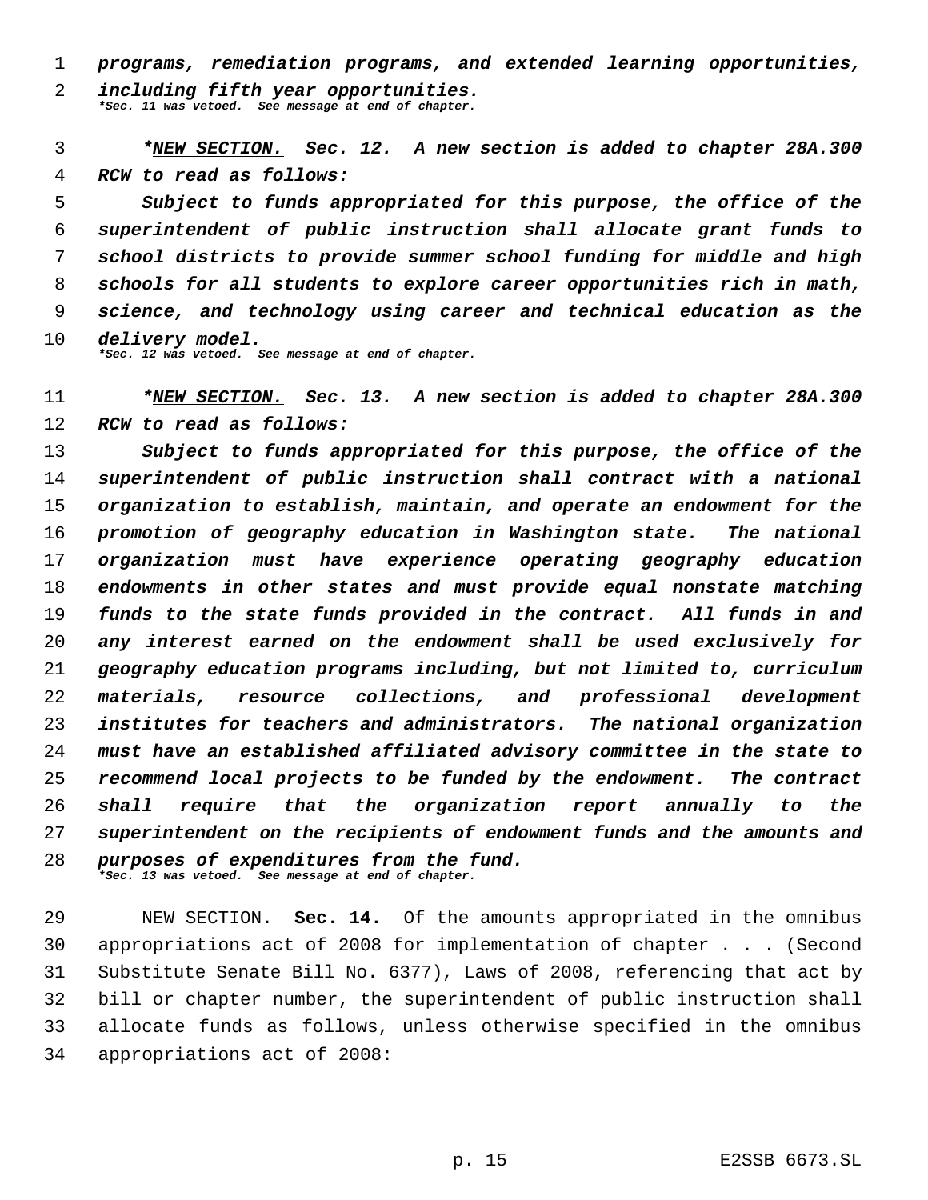*programs, remediation programs, and extended learning opportunities, including fifth year opportunities.*
*\*Sec. 11 was vetoed. See message at end of chapter.*

*\*NEW SECTION. Sec. 12. A new section is added to chapter 28A.300 RCW to read as follows:*

*Subject to funds appropriated for this purpose, the office of the superintendent of public instruction shall allocate grant funds to school districts to provide summer school funding for middle and high schools for all students to explore career opportunities rich in math, science, and technology using career and technical education as the delivery model.*
*\*Sec. 12 was vetoed. See message at end of chapter.*

*\*NEW SECTION. Sec. 13. A new section is added to chapter 28A.300 RCW to read as follows:*

*Subject to funds appropriated for this purpose, the office of the superintendent of public instruction shall contract with a national organization to establish, maintain, and operate an endowment for the promotion of geography education in Washington state. The national organization must have experience operating geography education endowments in other states and must provide equal nonstate matching funds to the state funds provided in the contract. All funds in and any interest earned on the endowment shall be used exclusively for geography education programs including, but not limited to, curriculum materials, resource collections, and professional development institutes for teachers and administrators. The national organization must have an established affiliated advisory committee in the state to recommend local projects to be funded by the endowment. The contract shall require that the organization report annually to the superintendent on the recipients of endowment funds and the amounts and purposes of expenditures from the fund.*
*\*Sec. 13 was vetoed. See message at end of chapter.*

NEW SECTION. **Sec. 14.** Of the amounts appropriated in the omnibus appropriations act of 2008 for implementation of chapter . . . (Second Substitute Senate Bill No. 6377), Laws of 2008, referencing that act by bill or chapter number, the superintendent of public instruction shall allocate funds as follows, unless otherwise specified in the omnibus appropriations act of 2008: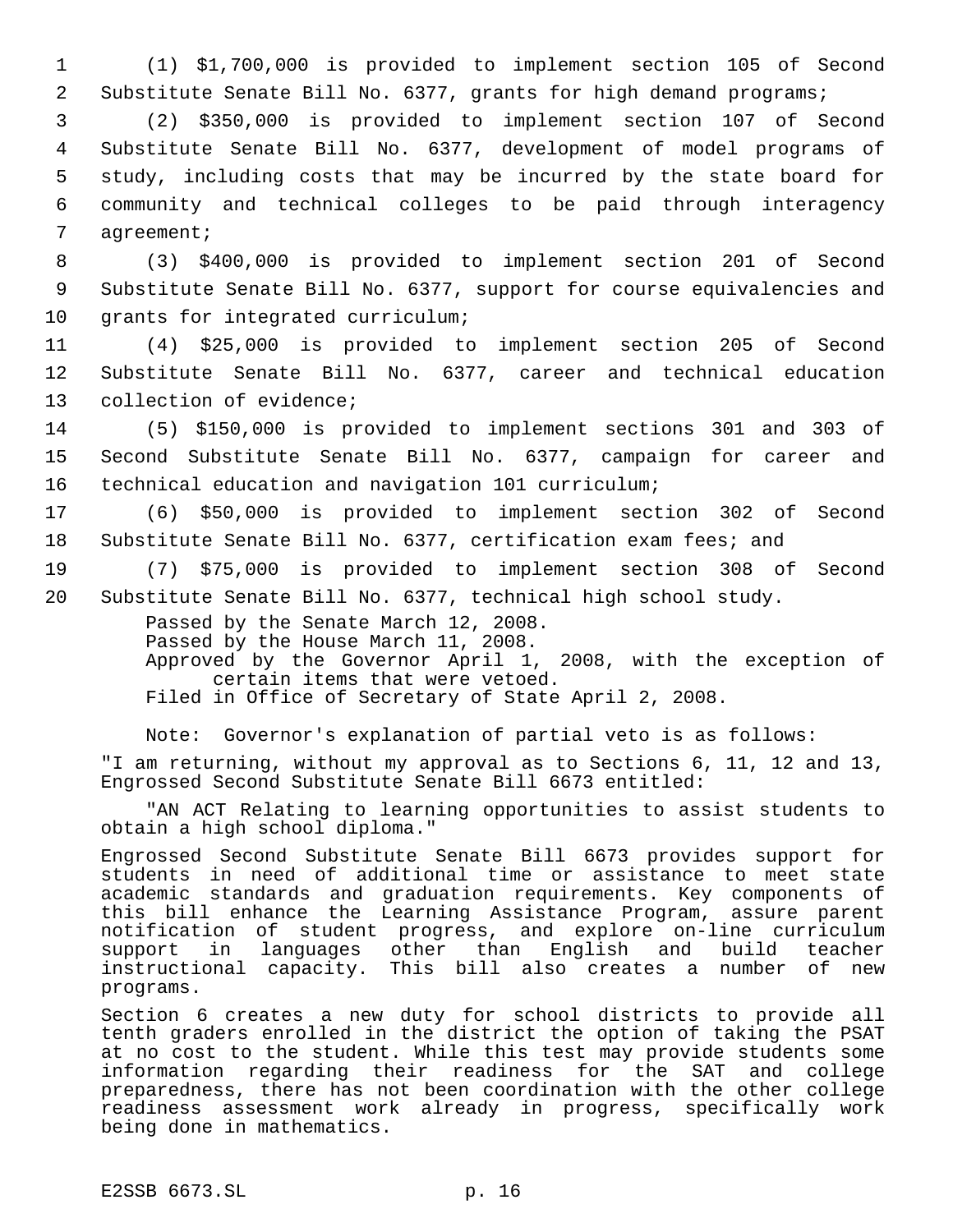(1) $1,700,000 is provided to implement section 105 of Second Substitute Senate Bill No. 6377, grants for high demand programs;

(2) $350,000 is provided to implement section 107 of Second Substitute Senate Bill No. 6377, development of model programs of study, including costs that may be incurred by the state board for community and technical colleges to be paid through interagency agreement;

(3) $400,000 is provided to implement section 201 of Second Substitute Senate Bill No. 6377, support for course equivalencies and grants for integrated curriculum;

(4) $25,000 is provided to implement section 205 of Second Substitute Senate Bill No. 6377, career and technical education collection of evidence;

(5) $150,000 is provided to implement sections 301 and 303 of Second Substitute Senate Bill No. 6377, campaign for career and technical education and navigation 101 curriculum;

(6) $50,000 is provided to implement section 302 of Second Substitute Senate Bill No. 6377, certification exam fees; and

(7) $75,000 is provided to implement section 308 of Second Substitute Senate Bill No. 6377, technical high school study.

Passed by the Senate March 12, 2008.
Passed by the House March 11, 2008.
Approved by the Governor April 1, 2008, with the exception of certain items that were vetoed.
Filed in Office of Secretary of State April 2, 2008.

Note: Governor's explanation of partial veto is as follows:

"I am returning, without my approval as to Sections 6, 11, 12 and 13, Engrossed Second Substitute Senate Bill 6673 entitled:

"AN ACT Relating to learning opportunities to assist students to obtain a high school diploma."

Engrossed Second Substitute Senate Bill 6673 provides support for students in need of additional time or assistance to meet state academic standards and graduation requirements. Key components of this bill enhance the Learning Assistance Program, assure parent notification of student progress, and explore on-line curriculum support in languages other than English and build teacher instructional capacity. This bill also creates a number of new programs.

Section 6 creates a new duty for school districts to provide all tenth graders enrolled in the district the option of taking the PSAT at no cost to the student. While this test may provide students some information regarding their readiness for the SAT and college preparedness, there has not been coordination with the other college readiness assessment work already in progress, specifically work being done in mathematics.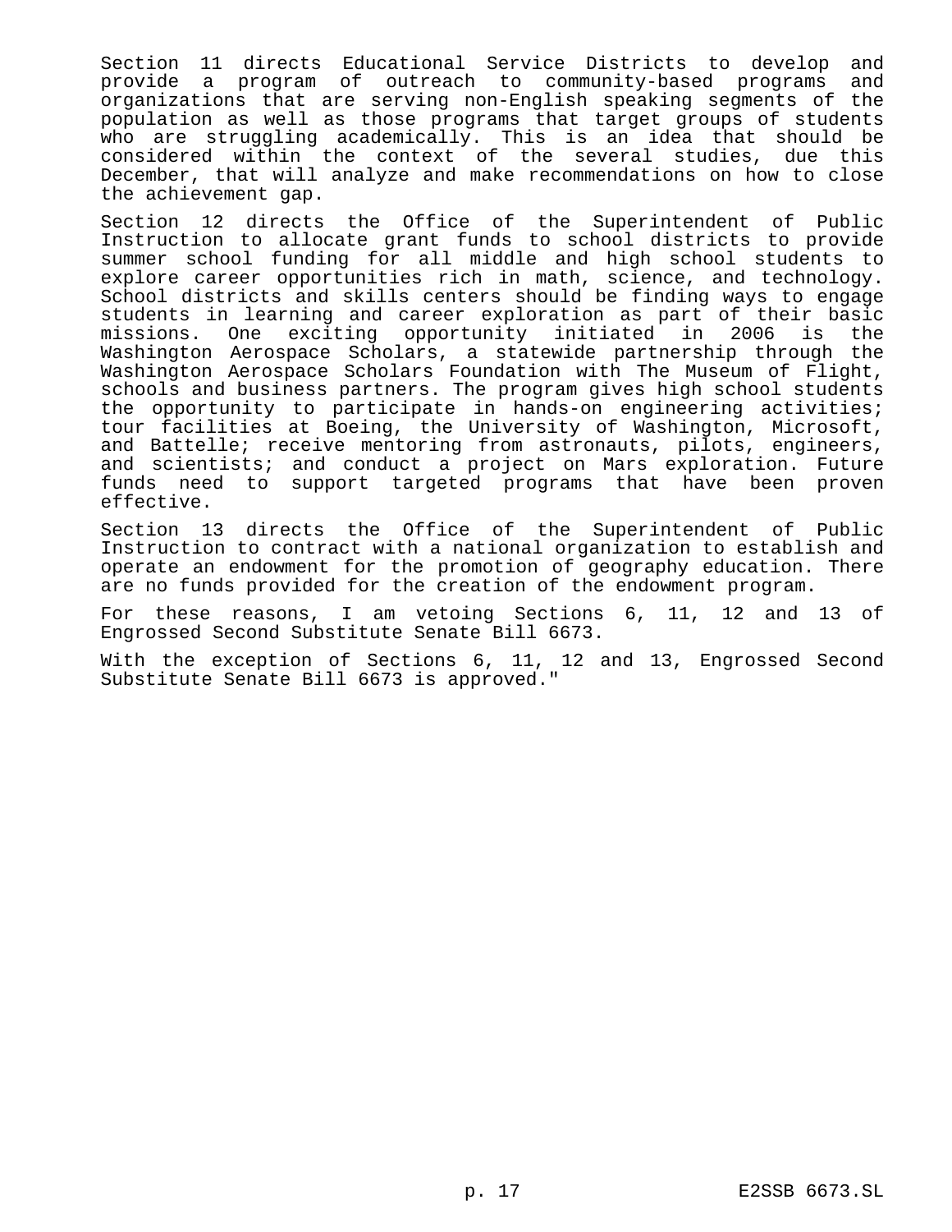Section 11 directs Educational Service Districts to develop and provide a program of outreach to community-based programs and organizations that are serving non-English speaking segments of the population as well as those programs that target groups of students who are struggling academically. This is an idea that should be considered within the context of the several studies, due this December, that will analyze and make recommendations on how to close the achievement gap.

Section 12 directs the Office of the Superintendent of Public Instruction to allocate grant funds to school districts to provide summer school funding for all middle and high school students to explore career opportunities rich in math, science, and technology. School districts and skills centers should be finding ways to engage students in learning and career exploration as part of their basic missions. One exciting opportunity initiated in 2006 is the Washington Aerospace Scholars, a statewide partnership through the Washington Aerospace Scholars Foundation with The Museum of Flight, schools and business partners. The program gives high school students the opportunity to participate in hands-on engineering activities; tour facilities at Boeing, the University of Washington, Microsoft, and Battelle; receive mentoring from astronauts, pilots, engineers, and scientists; and conduct a project on Mars exploration. Future funds need to support targeted programs that have been proven effective.

Section 13 directs the Office of the Superintendent of Public Instruction to contract with a national organization to establish and operate an endowment for the promotion of geography education. There are no funds provided for the creation of the endowment program.

For these reasons, I am vetoing Sections 6, 11, 12 and 13 of Engrossed Second Substitute Senate Bill 6673.

With the exception of Sections 6, 11, 12 and 13, Engrossed Second Substitute Senate Bill 6673 is approved."